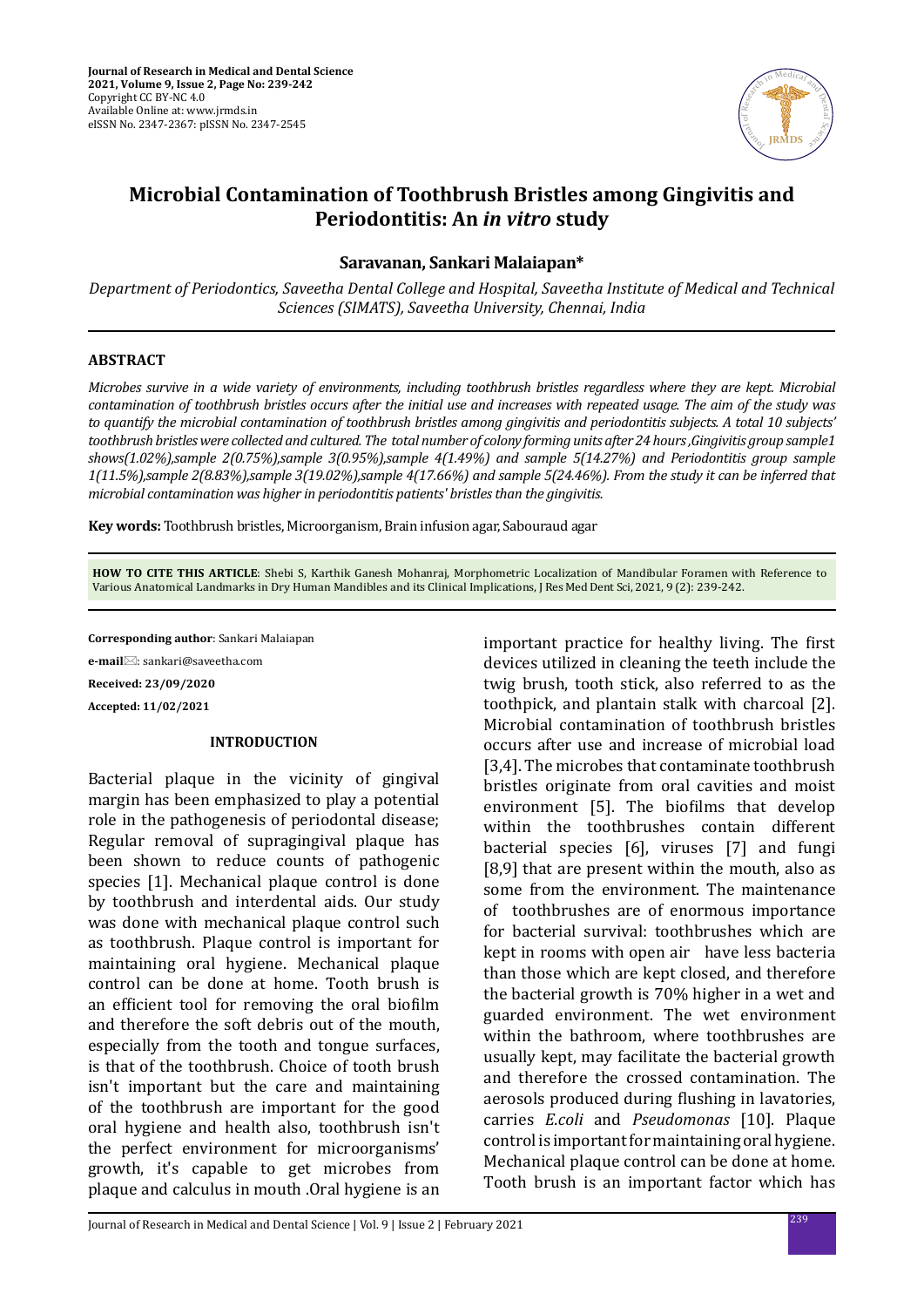# Microbial Contamination of Toothbrush Bristles among Gingivitis and Periodontitis: An *in vitro* study

**Saravanan, Sankari Malaiapan***

*Department of Periodontics, Saveetha Dental College and Hospital, Saveetha Institute of Medical and Technical Sciences (SIMATS), Saveetha University, Chennai, India*

## ABSTRACT

*Microbes survive in a wide variety of environments, including toothbrush bristles regardless where they are kept. Microbial contamination of toothbrush bristles occurs after the initial use and increases with repeated usage. The aim of the study was to quantify the microbial contamination of toothbrush bristles among gingivitis and periodontitis subjects. A total 10 subjects' toothbrush bristles were collected and cultured. The total number of colony forming units after 24 hours ,Gingivitis group sample1 shows(1.02%),sample 2(0.75%),sample 3(0.95%),sample 4(1.49%) and sample 5(14.27%) and Periodontitis group sample 1(11.5%),sample 2(8.83%),sample 3(19.02%),sample 4(17.66%) and sample 5(24.46%). From the study it can be inferred that microbial contamination was higher in periodontitis patients' bristles than the gingivitis.*

**Key words:** Toothbrush bristles, Microorganism, Brain infusion agar, Sabouraud agar

**HOW TO CITE THIS ARTICLE**: Shebi S, Karthik Ganesh Mohanraj, Morphometric Localization of Mandibular Foramen with Reference to Various Anatomical Landmarks in Dry Human Mandibles and its Clinical Implications, J Res Med Dent Sci, 2021, 9 (2): 239-242.

**Corresponding author**: Sankari Malaiapan

**e-mail**: sankari@saveetha.com

**Received: 23/09/2020**

**Accepted: 11/02/2021**

## INTRODUCTION

Bacterial plaque in the vicinity of gingival margin has been emphasized to play a potential role in the pathogenesis of periodontal disease; Regular removal of supragingival plaque has been shown to reduce counts of pathogenic species [1]. Mechanical plaque control is done by toothbrush and interdental aids. Our study was done with mechanical plaque control such as toothbrush. Plaque control is important for maintaining oral hygiene. Mechanical plaque control can be done at home. Tooth brush is an efficient tool for removing the oral biofilm and therefore the soft debris out of the mouth, especially from the tooth and tongue surfaces, is that of the toothbrush. Choice of tooth brush isn't important but the care and maintaining of the toothbrush are important for the good oral hygiene and health also, toothbrush isn't the perfect environment for microorganisms' growth, it's capable to get microbes from plaque and calculus in mouth .Oral hygiene is an important practice for healthy living. The first devices utilized in cleaning the teeth include the twig brush, tooth stick, also referred to as the toothpick, and plantain stalk with charcoal [2]. Microbial contamination of toothbrush bristles occurs after use and increase of microbial load [3,4]. The microbes that contaminate toothbrush bristles originate from oral cavities and moist environment [5]. The biofilms that develop within the toothbrushes contain different bacterial species [6], viruses [7] and fungi [8,9] that are present within the mouth, also as some from the environment. The maintenance of toothbrushes are of enormous importance for bacterial survival: toothbrushes which are kept in rooms with open air have less bacteria than those which are kept closed, and therefore the bacterial growth is 70% higher in a wet and guarded environment. The wet environment within the bathroom, where toothbrushes are usually kept, may facilitate the bacterial growth and therefore the crossed contamination. The aerosols produced during flushing in lavatories, carries *E.coli* and *Pseudomonas* [10]. Plaque control is important for maintaining oral hygiene. Mechanical plaque control can be done at home. Tooth brush is an important factor which has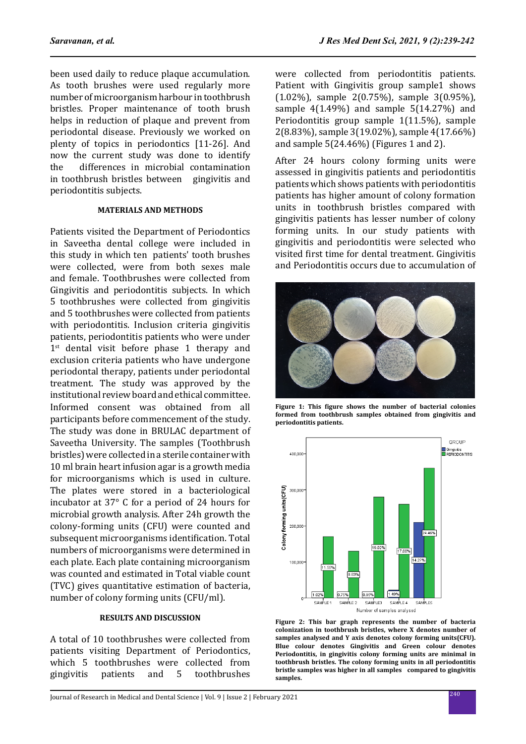been used daily to reduce plaque accumulation. As tooth brushes were used regularly more number of microorganism harbour in toothbrush bristles. Proper maintenance of tooth brush helps in reduction of plaque and prevent from periodontal disease. Previously we worked on plenty of topics in periodontics [11-26]. And now the current study was done to identify the differences in microbial contamination in toothbrush bristles between gingivitis and periodontitis subjects.

## MATERIALS AND METHODS

Patients visited the Department of Periodontics in Saveetha dental college were included in this study in which ten patients' tooth brushes were collected, were from both sexes male and female. Toothbrushes were collected from Gingivitis and periodontitis subjects. In which 5 toothbrushes were collected from gingivitis and 5 toothbrushes were collected from patients with periodontitis. Inclusion criteria gingivitis patients, periodontitis patients who were under 1st dental visit before phase 1 therapy and exclusion criteria patients who have undergone periodontal therapy, patients under periodontal treatment. The study was approved by the institutional review board and ethical committee. Informed consent was obtained from all participants before commencement of the study. The study was done in BRULAC department of Saveetha University. The samples (Toothbrush bristles) were collected in a sterile container with 10 ml brain heart infusion agar is a growth media for microorganisms which is used in culture. The plates were stored in a bacteriological incubator at 37° C for a period of 24 hours for microbial growth analysis. After 24h growth the colony-forming units (CFU) were counted and subsequent microorganisms identification. Total numbers of microorganisms were determined in each plate. Each plate containing microorganism was counted and estimated in Total viable count (TVC) gives quantitative estimation of bacteria, number of colony forming units (CFU/ml).

## RESULTS AND DISCUSSION

A total of 10 toothbrushes were collected from patients visiting Department of Periodontics, which 5 toothbrushes were collected from gingivitis patients and 5 toothbrushes were collected from periodontitis patients. Patient with Gingivitis group sample1 shows (1.02%), sample 2(0.75%), sample 3(0.95%), sample 4(1.49%) and sample 5(14.27%) and Periodontitis group sample 1(11.5%), sample 2(8.83%), sample 3(19.02%), sample 4(17.66%) and sample 5(24.46%) (Figures 1 and 2).

After 24 hours colony forming units were assessed in gingivitis patients and periodontitis patients which shows patients with periodontitis patients has higher amount of colony formation units in toothbrush bristles compared with gingivitis patients has lesser number of colony forming units. In our study patients with gingivitis and periodontitis were selected who visited first time for dental treatment. Gingivitis and Periodontitis occurs due to accumulation of

**Figure 1: This figure shows the number of bacterial colonies formed from toothbrush samples obtained from gingivitis and periodontitis patients.**

**Figure 2: This bar graph represents the number of bacteria colonization in toothbrush bristles, where X denotes number of samples analysed and Y axis denotes colony forming units(CFU). Blue colour denotes Gingivitis and Green colour denotes Periodontitis, in gingivitis colony forming units are minimal in toothbrush bristles. The colony forming units in all periodontitis bristle samples was higher in all samples compared to gingivitis samples.**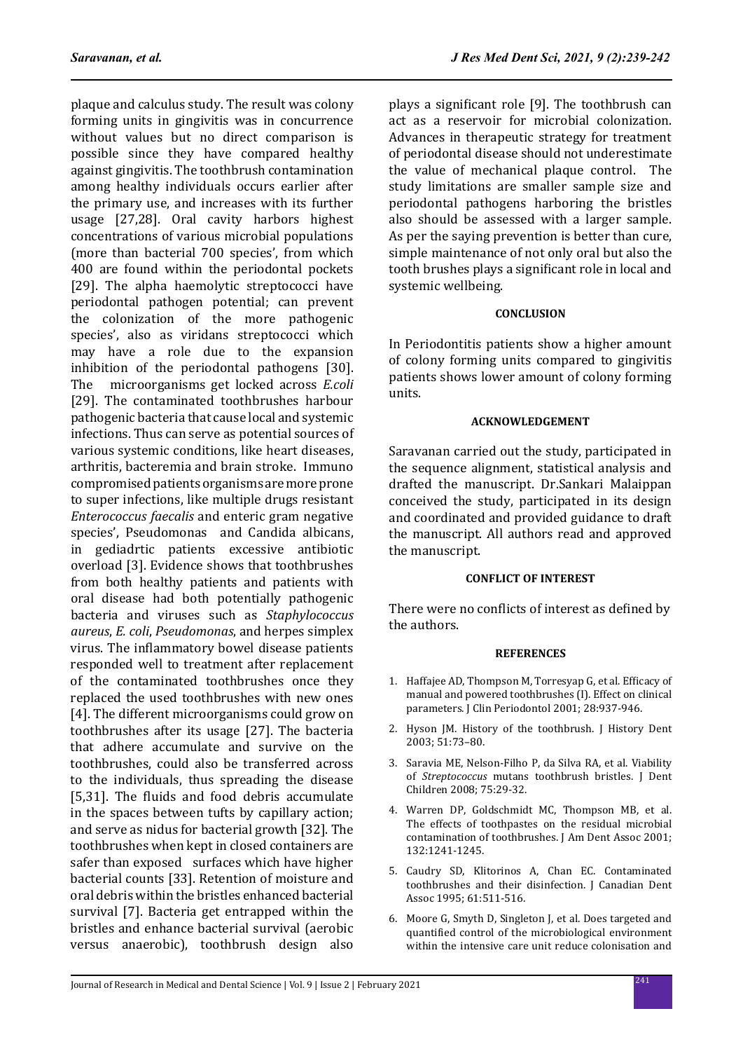plaque and calculus study. The result was colony forming units in gingivitis was in concurrence without values but no direct comparison is possible since they have compared healthy against gingivitis. The toothbrush contamination among healthy individuals occurs earlier after the primary use, and increases with its further usage [27,28]. Oral cavity harbors highest concentrations of various microbial populations (more than bacterial 700 species', from which 400 are found within the periodontal pockets [29]. The alpha haemolytic streptococci have periodontal pathogen potential; can prevent the colonization of the more pathogenic species', also as viridans streptococci which may have a role due to the expansion inhibition of the periodontal pathogens [30]. The microorganisms get locked across *E.coli* [29]. The contaminated toothbrushes harbour pathogenic bacteria that cause local and systemic infections. Thus can serve as potential sources of various systemic conditions, like heart diseases, arthritis, bacteremia and brain stroke. Immuno compromised patients organisms are more prone to super infections, like multiple drugs resistant *Enterococcus faecalis* and enteric gram negative species', Pseudomonas and Candida albicans, in gediadrtic patients excessive antibiotic overload [3]. Evidence shows that toothbrushes from both healthy patients and patients with oral disease had both potentially pathogenic bacteria and viruses such as *Staphylococcus aureus*, *E. coli*, *Pseudomonas*, and herpes simplex virus. The inflammatory bowel disease patients responded well to treatment after replacement of the contaminated toothbrushes once they replaced the used toothbrushes with new ones [4]. The different microorganisms could grow on toothbrushes after its usage [27]. The bacteria that adhere accumulate and survive on the toothbrushes, could also be transferred across to the individuals, thus spreading the disease [5,31]. The fluids and food debris accumulate in the spaces between tufts by capillary action; and serve as nidus for bacterial growth [32]. The toothbrushes when kept in closed containers are safer than exposed surfaces which have higher bacterial counts [33]. Retention of moisture and oral debris within the bristles enhanced bacterial survival [7]. Bacteria get entrapped within the bristles and enhance bacterial survival (aerobic versus anaerobic), toothbrush design also plays a significant role [9]. The toothbrush can act as a reservoir for microbial colonization. Advances in therapeutic strategy for treatment of periodontal disease should not underestimate the value of mechanical plaque control. The study limitations are smaller sample size and periodontal pathogens harboring the bristles also should be assessed with a larger sample. As per the saying prevention is better than cure, simple maintenance of not only oral but also the tooth brushes plays a significant role in local and systemic wellbeing.

## CONCLUSION

In Periodontitis patients show a higher amount of colony forming units compared to gingivitis patients shows lower amount of colony forming units.

## ACKNOWLEDGEMENT

Saravanan carried out the study, participated in the sequence alignment, statistical analysis and drafted the manuscript. Dr.Sankari Malaippan conceived the study, participated in its design and coordinated and provided guidance to draft the manuscript. All authors read and approved the manuscript.

## CONFLICT OF INTEREST

There were no conflicts of interest as defined by the authors.

## REFERENCES

1. Haffajee AD, Thompson M, Torresyap G, et al. Efficacy of manual and powered toothbrushes (I). Effect on clinical parameters. J Clin Periodontol 2001; 28:937-946.
2. Hyson JM. History of the toothbrush. J History Dent 2003; 51:73–80.
3. Saravia ME, Nelson-Filho P, da Silva RA, et al. Viability of *Streptococcus* mutans toothbrush bristles. J Dent Children 2008; 75:29-32.
4. Warren DP, Goldschmidt MC, Thompson MB, et al. The effects of toothpastes on the residual microbial contamination of toothbrushes. J Am Dent Assoc 2001; 132:1241-1245.
5. Caudry SD, Klitorinos A, Chan EC. Contaminated toothbrushes and their disinfection. J Canadian Dent Assoc 1995; 61:511-516.
6. Moore G, Smyth D, Singleton J, et al. Does targeted and quantified control of the microbiological environment within the intensive care unit reduce colonisation and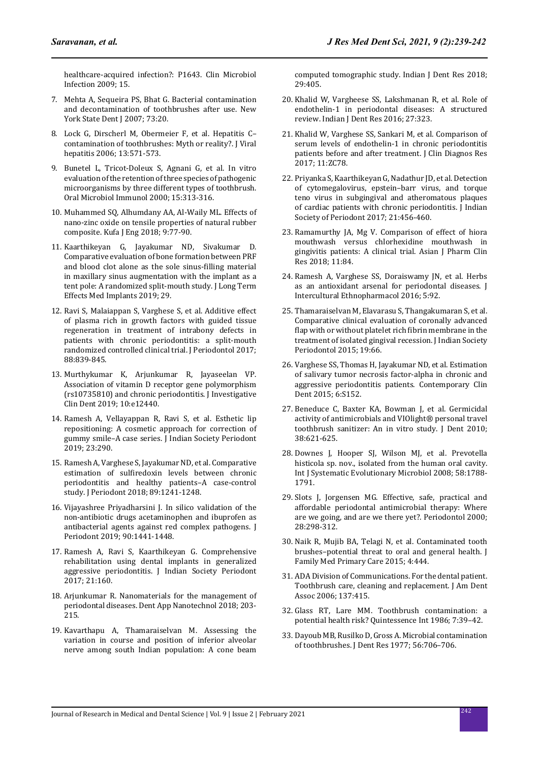healthcare-acquired infection?: P1643. Clin Microbiol Infection 2009; 15.

7. Mehta A, Sequeira PS, Bhat G. Bacterial contamination and decontamination of toothbrushes after use. New York State Dent J 2007; 73:20.
8. Lock G, Dirscherl M, Obermeier F, et al. Hepatitis C–contamination of toothbrushes: Myth or reality?. J Viral hepatitis 2006; 13:571-573.
9. Bunetel L, Tricot-Doleux S, Agnani G, et al. In vitro evaluation of the retention of three species of pathogenic microorganisms by three different types of toothbrush. Oral Microbiol Immunol 2000; 15:313-316.
10. Muhammed SQ, Alhumdany AA, Al-Waily ML. Effects of nano-zinc oxide on tensile properties of natural rubber composite. Kufa J Eng 2018; 9:77-90.
11. Kaarthikeyan G, Jayakumar ND, Sivakumar D. Comparative evaluation of bone formation between PRF and blood clot alone as the sole sinus-filling material in maxillary sinus augmentation with the implant as a tent pole: A randomized split-mouth study. J Long Term Effects Med Implants 2019; 29.
12. Ravi S, Malaiappan S, Varghese S, et al. Additive effect of plasma rich in growth factors with guided tissue regeneration in treatment of intrabony defects in patients with chronic periodontitis: a split-mouth randomized controlled clinical trial. J Periodontol 2017; 88:839-845.
13. Murthykumar K, Arjunkumar R, Jayaseelan VP. Association of vitamin D receptor gene polymorphism (rs10735810) and chronic periodontitis. J Investigative Clin Dent 2019; 10:e12440.
14. Ramesh A, Vellayappan R, Ravi S, et al. Esthetic lip repositioning: A cosmetic approach for correction of gummy smile–A case series. J Indian Society Periodont 2019; 23:290.
15. Ramesh A, Varghese S, Jayakumar ND, et al. Comparative estimation of sulfiredoxin levels between chronic periodontitis and healthy patients–A case-control study. J Periodont 2018; 89:1241-1248.
16. Vijayashree Priyadharsini J. In silico validation of the non-antibiotic drugs acetaminophen and ibuprofen as antibacterial agents against red complex pathogens. J Periodont 2019; 90:1441-1448.
17. Ramesh A, Ravi S, Kaarthikeyan G. Comprehensive rehabilitation using dental implants in generalized aggressive periodontitis. J Indian Society Periodont 2017; 21:160.
18. Arjunkumar R. Nanomaterials for the management of periodontal diseases. Dent App Nanotechnol 2018; 203-215.
19. Kavarthapu A, Thamaraiselvan M. Assessing the variation in course and position of inferior alveolar nerve among south Indian population: A cone beam computed tomographic study. Indian J Dent Res 2018; 29:405.
20. Khalid W, Vargheese SS, Lakshmanan R, et al. Role of endothelin-1 in periodontal diseases: A structured review. Indian J Dent Res 2016; 27:323.
21. Khalid W, Varghese SS, Sankari M, et al. Comparison of serum levels of endothelin-1 in chronic periodontitis patients before and after treatment. J Clin Diagnos Res 2017; 11:ZC78.
22. Priyanka S, Kaarthikeyan G, Nadathur JD, et al. Detection of cytomegalovirus, epstein–barr virus, and torque teno virus in subgingival and atheromatous plaques of cardiac patients with chronic periodontitis. J Indian Society of Periodont 2017; 21:456-460.
23. Ramamurthy JA, Mg V. Comparison of effect of hiora mouthwash versus chlorhexidine mouthwash in gingivitis patients: A clinical trial. Asian J Pharm Clin Res 2018; 11:84.
24. Ramesh A, Varghese SS, Doraiswamy JN, et al. Herbs as an antioxidant arsenal for periodontal diseases. J Intercultural Ethnopharmacol 2016; 5:92.
25. Thamaraiselvan M, Elavarasu S, Thangakumaran S, et al. Comparative clinical evaluation of coronally advanced flap with or without platelet rich fibrin membrane in the treatment of isolated gingival recession. J Indian Society Periodontol 2015; 19:66.
26. Varghese SS, Thomas H, Jayakumar ND, et al. Estimation of salivary tumor necrosis factor-alpha in chronic and aggressive periodontitis patients. Contemporary Clin Dent 2015; 6:S152.
27. Beneduce C, Baxter KA, Bowman J, et al. Germicidal activity of antimicrobials and VIOlight® personal travel toothbrush sanitizer: An in vitro study. J Dent 2010; 38:621-625.
28. Downes J, Hooper SJ, Wilson MJ, et al. Prevotella histicola sp. nov., isolated from the human oral cavity. Int J Systematic Evolutionary Microbiol 2008; 58:1788-1791.
29. Slots J, Jorgensen MG. Effective, safe, practical and affordable periodontal antimicrobial therapy: Where are we going, and are we there yet?. Periodontol 2000; 28:298-312.
30. Naik R, Mujib BA, Telagi N, et al. Contaminated tooth brushes–potential threat to oral and general health. J Family Med Primary Care 2015; 4:444.
31. ADA Division of Communications. For the dental patient. Toothbrush care, cleaning and replacement. J Am Dent Assoc 2006; 137:415.
32. Glass RT, Lare MM. Toothbrush contamination: a potential health risk? Quintessence Int 1986; 7:39–42.
33. Dayoub MB, Rusilko D, Gross A. Microbial contamination of toothbrushes. J Dent Res 1977; 56:706–706.